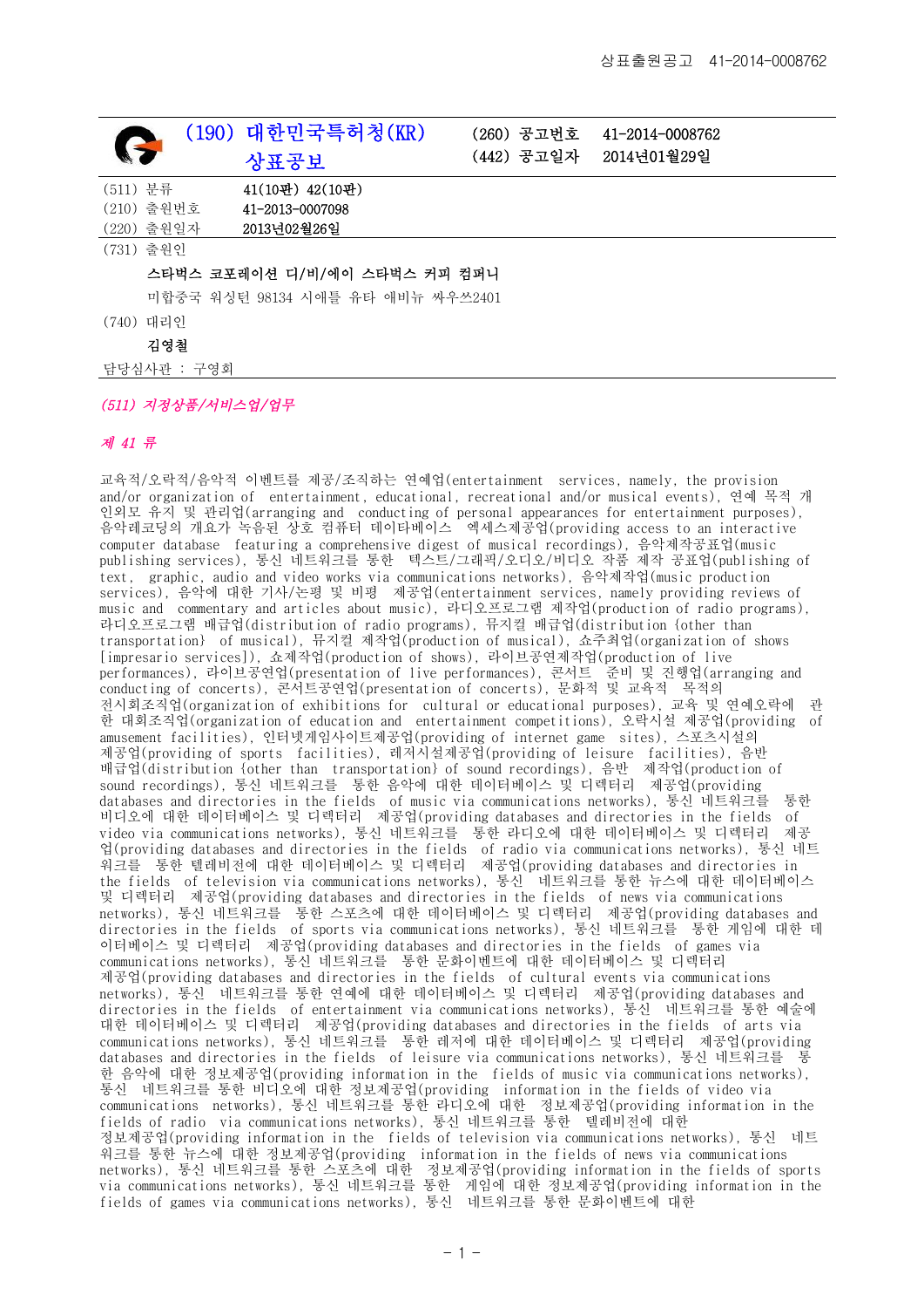| (190) 대한민국특허청(KR) 상표공보 | (260) 공고번호 | 41-2014-0008762 |
| --- | --- | --- |
| | (442) 공고일자 | 2014년01월29일 |

| | |
| --- | --- |
| (511) 분류 | 41(10판) 42(10판) |
| (210) 출원번호 | 41-2013-0007098 |
| (220) 출원일자 | 2013년02월26일 |

(731) 출원인

**스타벅스 코포레이션 디/비/에이 스타벅스 커피 컴퍼니**

미합중국 워싱턴 98134 시애틀 유타 애비뉴 싸우스2401

(740) 대리인

**김영철**

담당심사관 : 구영회

*(511) 지정상품/서비스업/업무*

*제 41 류*

교육적/오락적/음악적 이벤트를 제공/조직하는 연예업(entertainment services, namely, the provision and/or organization of entertainment, educational, recreational and/or musical events), 연예 목적 개인외모 유지 및 관리업(arranging and conducting of personal appearances for entertainment purposes), 음악레코딩의 개요가 녹음된 상호 컴퓨터 데이타베이스 엑세스제공업(providing access to an interactive computer database featuring a comprehensive digest of musical recordings), 음악제작공표업(music publishing services), 통신 네트워크를 통한 텍스트/그래픽/오디오/비디오 작품 제작 공표업(publishing of text, graphic, audio and video works via communications networks), 음악제작업(music production services), 음악에 대한 기사/논평 및 비평 제공업(entertainment services, namely providing reviews of music and commentary and articles about music), 라디오프로그램 제작업(production of radio programs), 라디오프로그램 배급업(distribution of radio programs), 뮤지컬 배급업(distribution {other than transportation} of musical), 뮤지컬 제작업(production of musical), 쇼주최업(organization of shows [impresario services]), 쇼제작업(production of shows), 라이브공연제작업(production of live performances), 라이브공연업(presentation of live performances), 콘서트 준비 및 진행업(arranging and conducting of concerts), 콘서트공연업(presentation of concerts), 문화적 및 교육적 목적의 전시회조직업(organization of exhibitions for cultural or educational purposes), 교육 및 연예오락에 관한 대회조직업(organization of education and entertainment competitions), 오락시설 제공업(providing of amusement facilities), 인터넷게임사이트제공업(providing of internet game sites), 스포츠시설의 제공업(providing of sports facilities), 레저시설제공업(providing of leisure facilities), 음반 배급업(distribution {other than transportation} of sound recordings), 음반 제작업(production of sound recordings), 통신 네트워크를 통한 음악에 대한 데이터베이스 및 디렉터리 제공업(providing databases and directories in the fields of music via communications networks), 통신 네트워크를 통한 비디오에 대한 데이터베이스 및 디렉터리 제공업(providing databases and directories in the fields of video via communications networks), 통신 네트워크를 통한 라디오에 대한 데이터베이스 및 디렉터리 제공업(providing databases and directories in the fields of radio via communications networks), 통신 네트워크를 통한 텔레비전에 대한 데이터베이스 및 디렉터리 제공업(providing databases and directories in the fields of television via communications networks), 통신 네트워크를 통한 뉴스에 대한 데이터베이스 및 디렉터리 제공업(providing databases and directories in the fields of news via communications networks), 통신 네트워크를 통한 스포츠에 대한 데이터베이스 및 디렉터리 제공업(providing databases and directories in the fields of sports via communications networks), 통신 네트워크를 통한 게임에 대한 데이터베이스 및 디렉터리 제공업(providing databases and directories in the fields of games via communications networks), 통신 네트워크를 통한 문화이벤트에 대한 데이터베이스 및 디렉터리 제공업(providing databases and directories in the fields of cultural events via communications networks), 통신 네트워크를 통한 연예에 대한 데이터베이스 및 디렉터리 제공업(providing databases and directories in the fields of entertainment via communications networks), 통신 네트워크를 통한 예술에 대한 데이터베이스 및 디렉터리 제공업(providing databases and directories in the fields of arts via communications networks), 통신 네트워크를 통한 레저에 대한 데이터베이스 및 디렉터리 제공업(providing databases and directories in the fields of leisure via communications networks), 통신 네트워크를 통한 음악에 대한 정보제공업(providing information in the fields of music via communications networks), 통신 네트워크를 통한 비디오에 대한 정보제공업(providing information in the fields of video via communications networks), 통신 네트워크를 통한 라디오에 대한 정보제공업(providing information in the fields of radio via communications networks), 통신 네트워크를 통한 텔레비전에 대한 정보제공업(providing information in the fields of television via communications networks), 통신 네트워크를 통한 뉴스에 대한 정보제공업(providing information in the fields of news via communications networks), 통신 네트워크를 통한 스포츠에 대한 정보제공업(providing information in the fields of sports via communications networks), 통신 네트워크를 통한 게임에 대한 정보제공업(providing information in the fields of games via communications networks), 통신 네트워크를 통한 문화이벤트에 대한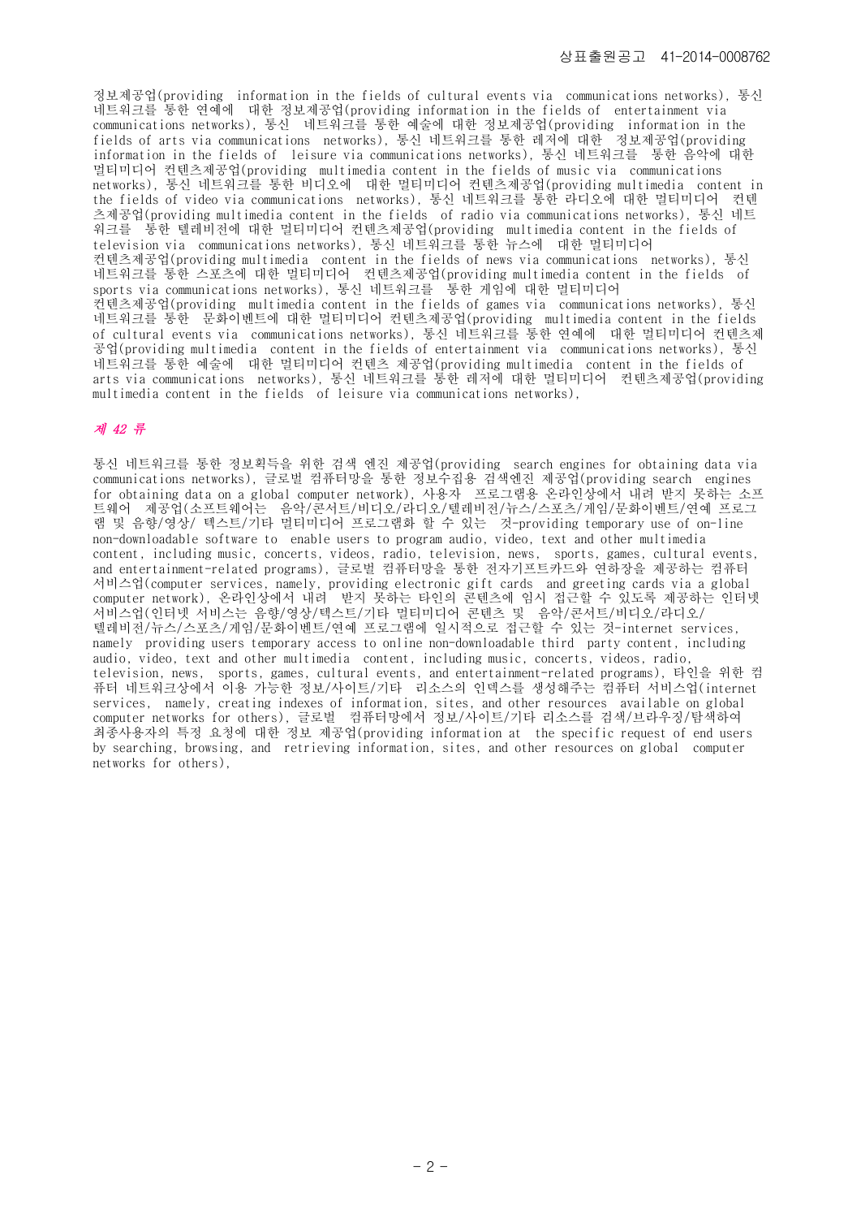정보제공업(providing information in the fields of cultural events via communications networks), 통신 네트워크를 통한 연예에 대한 정보제공업(providing information in the fields of entertainment via communications networks), 통신 네트워크를 통한 예술에 대한 정보제공업(providing information in the fields of arts via communications networks), 통신 네트워크를 통한 레저에 대한 정보제공업(providing information in the fields of leisure via communications networks), 통신 네트워크를 통한 음악에 대한 멀티미디어 컨텐츠제공업(providing multimedia content in the fields of music via communications networks), 통신 네트워크를 통한 비디오에 대한 멀티미디어 컨텐츠제공업(providing multimedia content in the fields of video via communications networks), 통신 네트워크를 통한 라디오에 대한 멀티미디어 컨텐츠제공업(providing multimedia content in the fields of radio via communications networks), 통신 네트워크를 통한 텔레비전에 대한 멀티미디어 컨텐츠제공업(providing multimedia content in the fields of television via communications networks), 통신 네트워크를 통한 뉴스에 대한 멀티미디어 컨텐츠제공업(providing multimedia content in the fields of news via communications networks), 통신 네트워크를 통한 스포츠에 대한 멀티미디어 컨텐츠제공업(providing multimedia content in the fields of sports via communications networks), 통신 네트워크를 통한 게임에 대한 멀티미디어 컨텐츠제공업(providing multimedia content in the fields of games via communications networks), 통신 네트워크를 통한 문화이벤트에 대한 멀티미디어 컨텐츠제공업(providing multimedia content in the fields of cultural events via communications networks), 통신 네트워크를 통한 연예에 대한 멀티미디어 컨텐츠제공업(providing multimedia content in the fields of entertainment via communications networks), 통신 네트워크를 통한 예술에 대한 멀티미디어 컨텐츠 제공업(providing multimedia content in the fields of arts via communications networks), 통신 네트워크를 통한 레저에 대한 멀티미디어 컨텐츠제공업(providing multimedia content in the fields of leisure via communications networks),

## *제 42 류*

통신 네트워크를 통한 정보획득을 위한 검색 엔진 제공업(providing search engines for obtaining data via communications networks), 글로벌 컴퓨터망을 통한 정보수집용 검색엔진 제공업(providing search engines for obtaining data on a global computer network), 사용자 프로그램용 온라인상에서 내려 받지 못하는 소프트웨어 제공업(소프트웨어는 음악/콘서트/비디오/라디오/텔레비전/뉴스/스포츠/게임/문화이벤트/연예 프로그램 및 음향/영상/ 텍스트/기타 멀티미디어 프로그램화 할 수 있는 것-providing temporary use of on-line non-downloadable software to enable users to program audio, video, text and other multimedia content, including music, concerts, videos, radio, television, news, sports, games, cultural events, and entertainment-related programs), 글로벌 컴퓨터망을 통한 전자기프트카드와 연하장을 제공하는 컴퓨터 서비스업(computer services, namely, providing electronic gift cards and greeting cards via a global computer network), 온라인상에서 내려 받지 못하는 타인의 콘텐츠에 임시 접근할 수 있도록 제공하는 인터넷 서비스업(인터넷 서비스는 음향/영상/텍스트/기타 멀티미디어 콘텐츠 및 음악/콘서트/비디오/라디오/텔레비전/뉴스/스포츠/게임/문화이벤트/연예 프로그램에 일시적으로 접근할 수 있는 것-internet services, namely providing users temporary access to online non-downloadable third party content, including audio, video, text and other multimedia content, including music, concerts, videos, radio, television, news, sports, games, cultural events, and entertainment-related programs), 타인을 위한 컴퓨터 네트워크상에서 이용 가능한 정보/사이트/기타 리소스의 인덱스를 생성해주는 컴퓨터 서비스업(internet services, namely, creating indexes of information, sites, and other resources available on global computer networks for others), 글로벌 컴퓨터망에서 정보/사이트/기타 리소스를 검색/브라우징/탐색하여 최종사용자의 특정 요청에 대한 정보 제공업(providing information at the specific request of end users by searching, browsing, and retrieving information, sites, and other resources on global computer networks for others),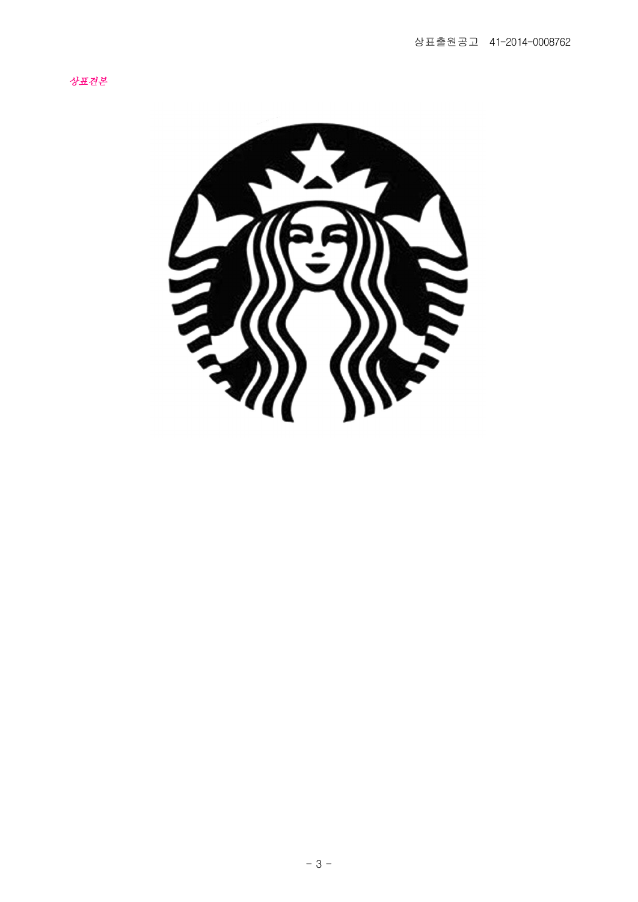*상표견본*